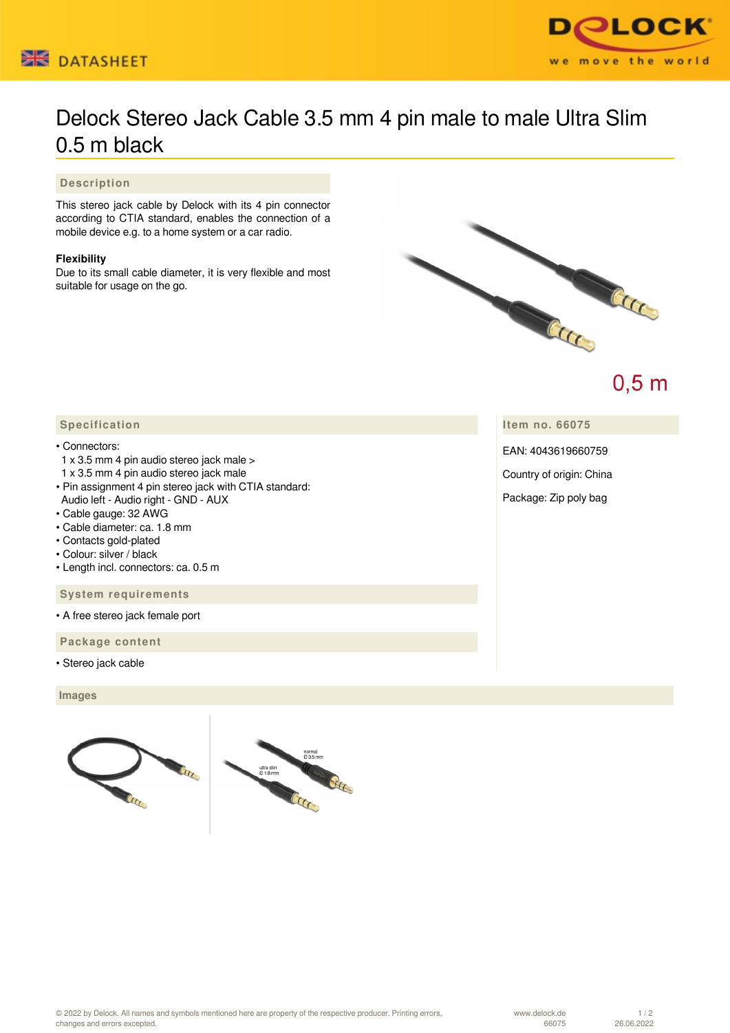# Delock Stereo Jack Cable 3.5 mm 4 pin male to male Ultra Slim 0.5 m black

## Description

This stereo jack cable by Delock with its 4 pin connector according to CTIA standard, enables the connection of a mobile device e.g. to a home system or a car radio.

**Flexibility**
Due to its small cable diameter, it is very flexible and most suitable for usage on the go.

0,5 m

## Specification

- Connectors:
  1 x 3.5 mm 4 pin audio stereo jack male >
  1 x 3.5 mm 4 pin audio stereo jack male
- Pin assignment 4 pin stereo jack with CTIA standard:
  Audio left - Audio right - GND - AUX
- Cable gauge: 32 AWG
- Cable diameter: ca. 1.8 mm
- Contacts gold-plated
- Colour: silver / black
- Length incl. connectors: ca. 0.5 m

## Item no. 66075

EAN: 4043619660759

Country of origin: China

Package: Zip poly bag

## System requirements

- A free stereo jack female port

## Package content

- Stereo jack cable

## Images

normal Ø 3.5 mm

ultra slim Ø 1.8 mm

© 2022 by Delock. All names and symbols mentioned here are property of the respective producer. Printing errors, changes and errors excepted.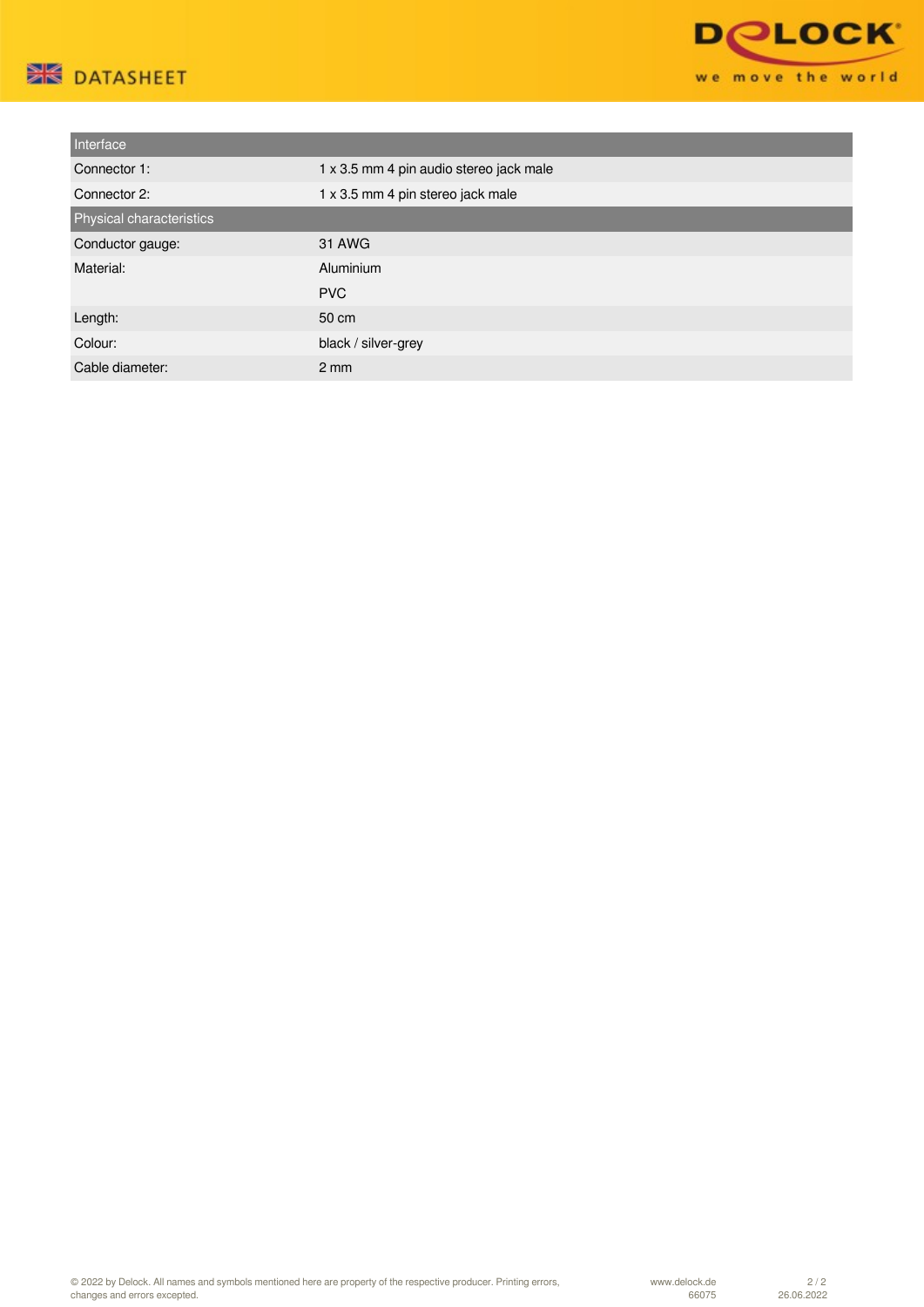| | |
|---|---|
| **Interface** | |
| Connector 1: | 1 x 3.5 mm 4 pin audio stereo jack male |
| Connector 2: | 1 x 3.5 mm 4 pin stereo jack male |
| **Physical characteristics** | |
| Conductor gauge: | 31 AWG |
| Material: | Aluminium |
| | PVC |
| Length: | 50 cm |
| Colour: | black / silver-grey |
| Cable diameter: | 2 mm |